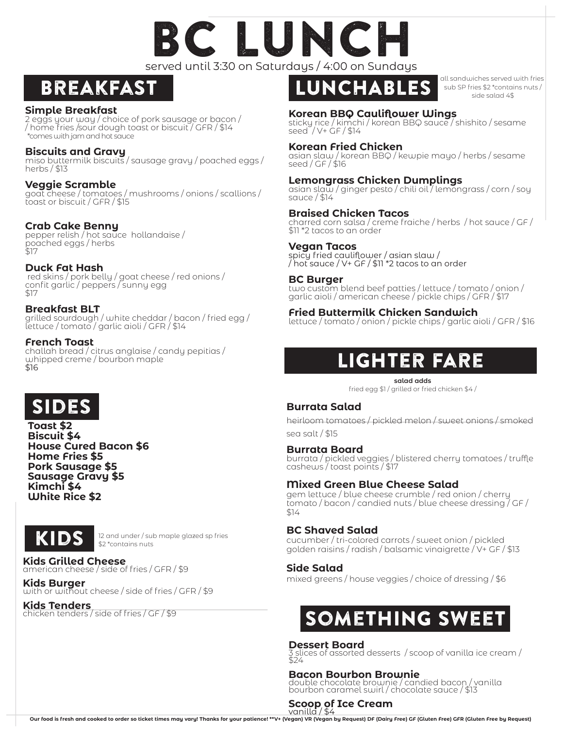# BC LUNCH

served until 3:30 on Saturdays / 4:00 on Sundays

## BREAKFAST

**Simple Breakfast**
2 eggs your way / choice of pork sausage or bacon / / home fries /sour dough toast or biscuit / GFR / $14
*comes with jam and hot sauce

**Biscuits and Gravy**
miso buttermilk biscuits / sausage gravy / poached eggs / herbs / $13

**Veggie Scramble**
goat cheese / tomatoes / mushrooms / onions / scallions / toast or biscuit / GFR / $15

**Crab Cake Benny**
pepper relish / hot sauce hollandaise / poached eggs / herbs
$17

**Duck Fat Hash**
red skins / pork belly / goat cheese / red onions / confit garlic / peppers / sunny egg
$17

**Breakfast BLT**
grilled sourdough / white cheddar / bacon / fried egg / lettuce / tomato / garlic aioli / GFR / $14

**French Toast**
challah bread / citrus anglaise / candy pepitias / whipped creme / bourbon maple
$16

## SIDES

**Toast $2**
**Biscuit $4**
**House Cured Bacon $6**
**Home Fries $5**
**Pork Sausage $5**
**Sausage Gravy $5**
**Kimchi $4**
**White Rice $2**

## KIDS

12 and under / sub maple glazed sp fries $2 *contains nuts

**Kids Grilled Cheese**
american cheese / side of fries / GFR / $9

**Kids Burger**
with or without cheese / side of fries / GFR / $9

**Kids Tenders**
chicken tenders / side of fries / GF / $9

## LUNCHABLES

all sandwiches served with fries sub SP fries $2 *contains nuts / side salad 4$

**Korean BBQ Cauliflower Wings**
sticky rice / kimchi / korean BBQ sauce / shishito / sesame seed / V+ GF / $14

**Korean Fried Chicken**
asian slaw / korean BBQ / kewpie mayo / herbs / sesame seed / GF / $16

**Lemongrass Chicken Dumplings**
asian slaw / ginger pesto / chili oil / lemongrass / corn / soy sauce / $14

**Braised Chicken Tacos**
charred corn salsa / creme fraiche / herbs / hot sauce / GF / $11 *2 tacos to an order

**Vegan Tacos**
spicy fried cauliflower / asian slaw / / hot sauce / V+ GF / $11 *2 tacos to an order

**BC Burger**
two custom blend beef patties / lettuce / tomato / onion / garlic aioli / american cheese / pickle chips / GFR / $17

**Fried Buttermilk Chicken Sandwich**
lettuce / tomato / onion / pickle chips / garlic aioli / GFR / $16

## LIGHTER FARE

**salad adds**
fried egg $1 / grilled or fried chicken $4 /

**Burrata Salad**
heirloom tomatoes / pickled melon / sweet onions / smoked sea salt / $15

**Burrata Board**
burrata / pickled veggies / blistered cherry tomatoes / truffle cashews / toast points / $17

**Mixed Green Blue Cheese Salad**
gem lettuce / blue cheese crumble / red onion / cherry tomato / bacon / candied nuts / blue cheese dressing / GF / $14

**BC Shaved Salad**
cucumber / tri-colored carrots / sweet onion / pickled golden raisins / radish / balsamic vinaigrette / V+ GF / $13

**Side Salad**
mixed greens / house veggies / choice of dressing / $6

## SOMETHING SWEET

**Dessert Board**
3 slices of assorted desserts / scoop of vanilla ice cream / $24

**Bacon Bourbon Brownie**
double chocolate brownie / candied bacon / vanilla bourbon caramel swirl / chocolate sauce / $13

**Scoop of Ice Cream**
vanilla / $4

**Our food is fresh and cooked to order so ticket times may vary! Thanks for your patience! **V+ (Vegan) VR (Vegan by Request) DF (Dairy Free) GF (Gluten Free) GFR (Gluten Free by Request)**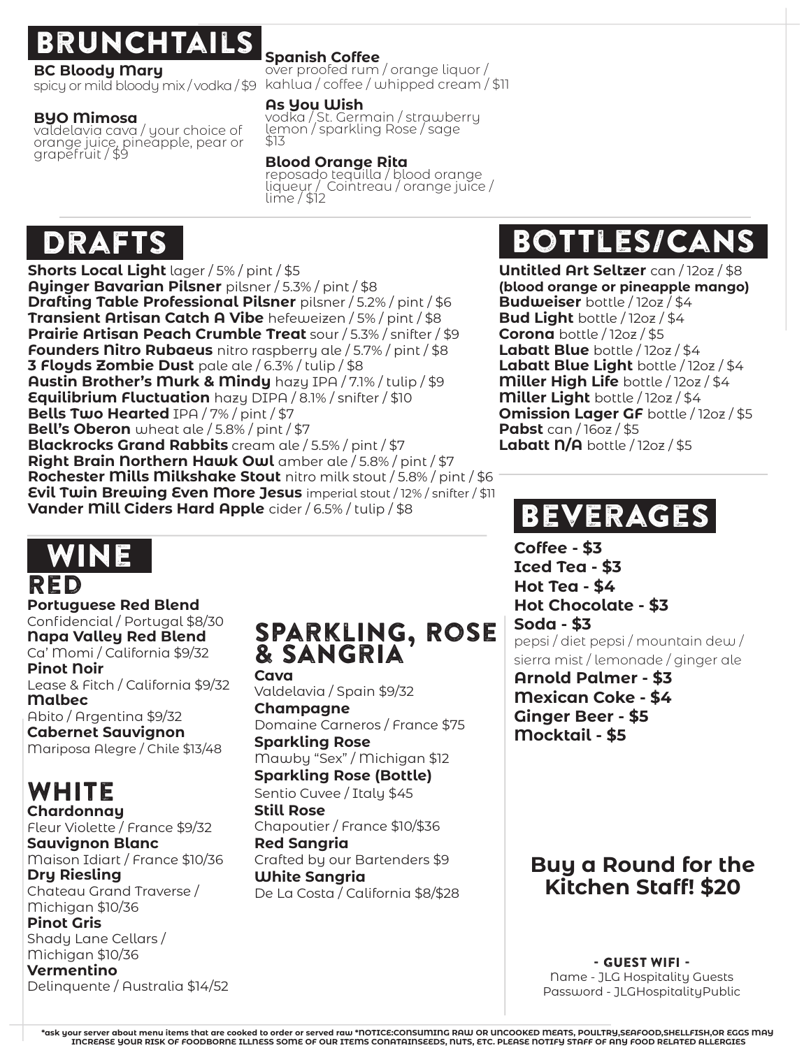# BRUNCHTAILS

**BC Bloody Mary**
spicy or mild bloody mix / vodka / $9

**BYO Mimosa**
valdelavia cava / your choice of orange juice, pineapple, pear or grapefruit / $9

**Spanish Coffee**
over proofed rum / orange liquor / kahlua / coffee / whipped cream / $11

**As You Wish**
vodka / St. Germain / strawberry lemon / sparkling Rose / sage
$13

**Blood Orange Rita**
reposado tequilla / blood orange liqueur / Cointreau / orange juice / lime / $12

# DRAFTS

**Shorts Local Light** lager / 5% / pint / $5
**Ayinger Bavarian Pilsner** pilsner / 5.3% / pint / $8
**Drafting Table Professional Pilsner** pilsner / 5.2% / pint / $6
**Transient Artisan Catch A Vibe** hefeweizen / 5% / pint / $8
**Prairie Artisan Peach Crumble Treat** sour / 5.3% / snifter / $9
**Founders Nitro Rubaeus** nitro raspberry ale / 5.7% / pint / $8
**3 Floyds Zombie Dust** pale ale / 6.3% / tulip / $8
**Austin Brother's Murk & Mindy** hazy IPA / 7.1% / tulip / $9
**Equilibrium Fluctuation** hazy DIPA / 8.1% / snifter / $10
**Bells Two Hearted** IPA / 7% / pint / $7
**Bell's Oberon** wheat ale / 5.8% / pint / $7
**Blackrocks Grand Rabbits** cream ale / 5.5% / pint / $7
**Right Brain Northern Hawk Owl** amber ale / 5.8% / pint / $7
**Rochester Mills Milkshake Stout** nitro milk stout / 5.8% / pint / $6
**Evil Twin Brewing Even More Jesus** imperial stout / 12% / snifter / $11
**Vander Mill Ciders Hard Apple** cider / 6.5% / tulip / $8

# BOTTLES/CANS

**Untitled Art Seltzer** can / 12oz / $8
**(blood orange or pineapple mango)**
**Budweiser** bottle / 12oz / $4
**Bud Light** bottle / 12oz / $4
**Corona** bottle / 12oz / $5
**Labatt Blue** bottle / 12oz / $4
**Labatt Blue Light** bottle / 12oz / $4
**Miller High Life** bottle / 12oz / $4
**Miller Light** bottle / 12oz / $4
**Omission Lager GF** bottle / 12oz / $5
**Pabst** can / 16oz / $5
**Labatt N/A** bottle / 12oz / $5

# WINE

## RED

**Portuguese Red Blend**
Confidencial / Portugal $8/30
**Napa Valley Red Blend**
Ca' Momi / California $9/32
**Pinot Noir**
Lease & Fitch / California $9/32
**Malbec**
Abito / Argentina $9/32
**Cabernet Sauvignon**
Mariposa Alegre / Chile $13/48

## WHITE

**Chardonnay**
Fleur Violette / France $9/32
**Sauvignon Blanc**
Maison Idiart / France $10/36
**Dry Riesling**
Chateau Grand Traverse / Michigan $10/36
**Pinot Gris**
Shady Lane Cellars / Michigan $10/36
**Vermentino**
Delinquente / Australia $14/52

## SPARKLING, ROSE & SANGRIA

**Cava**
Valdelavia / Spain $9/32
**Champagne**
Domaine Carneros / France $75
**Sparkling Rose**
Mawby "Sex" / Michigan $12
**Sparkling Rose (Bottle)**
Sentio Cuvee / Italy $45
**Still Rose**
Chapoutier / France $10/$36
**Red Sangria**
Crafted by our Bartenders $9
**White Sangria**
De La Costa / California $8/$28

# BEVERAGES

**Coffee - $3**
**Iced Tea - $3**
**Hot Tea - $4**
**Hot Chocolate - $3**
**Soda - $3**
pepsi / diet pepsi / mountain dew / sierra mist / lemonade / ginger ale
**Arnold Palmer - $3**
**Mexican Coke - $4**
**Ginger Beer - $5**
**Mocktail - $5**

**Buy a Round for the Kitchen Staff! $20**

**- GUEST WIFI -**
Name - JLG Hospitality Guests
Password - JLGHospitalityPublic

*ask your server about menu items that are cooked to order or served raw *NOTICE:CONSUMING RAW OR UNCOOKED MEATS, POULTRY,SEAFOOD,SHELLFISH,OR EGGS MAY INCREASE YOUR RISK OF FOODBORNE ILLNESS SOME OF OUR ITEMS CONATAINSEEDS, NUTS, ETC. PLEASE NOTIFY STAFF OF ANY FOOD RELATED ALLERGIES